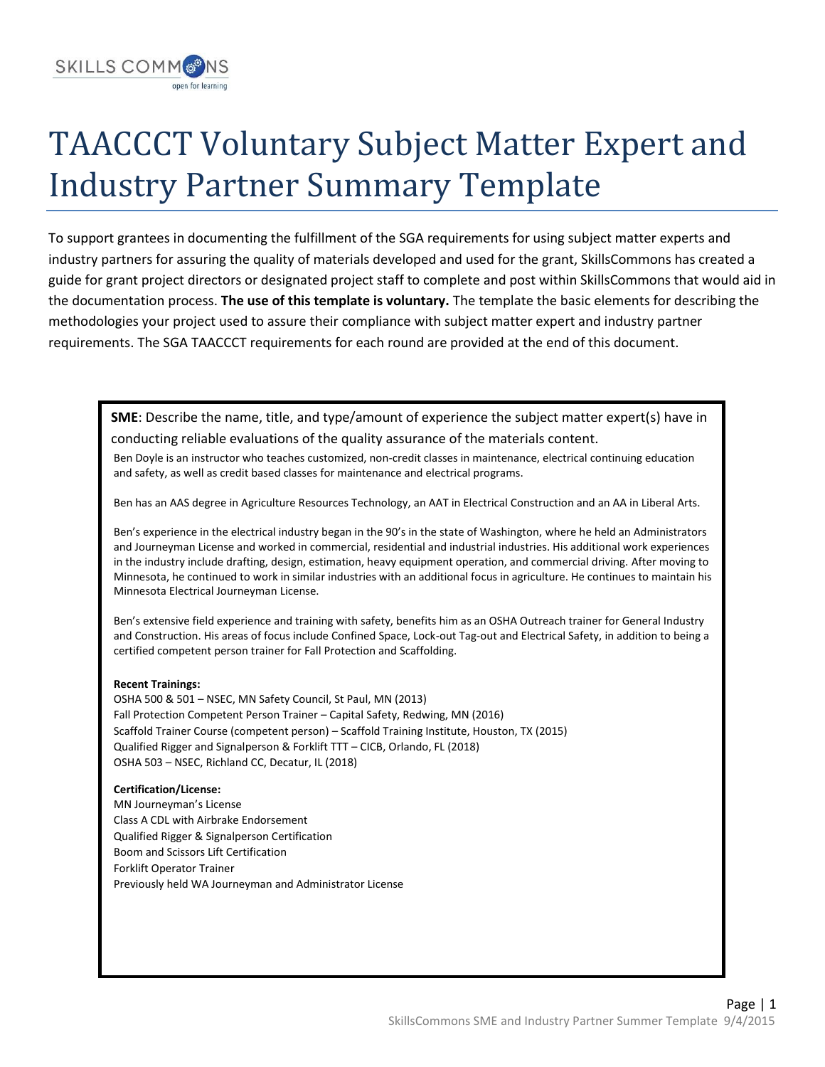# TAACCCT Voluntary Subject Matter Expert and Industry Partner Summary Template

To support grantees in documenting the fulfillment of the SGA requirements for using subject matter experts and industry partners for assuring the quality of materials developed and used for the grant, SkillsCommons has created a guide for grant project directors or designated project staff to complete and post within SkillsCommons that would aid in the documentation process. **The use of this template is voluntary.** The template the basic elements for describing the methodologies your project used to assure their compliance with subject matter expert and industry partner requirements. The SGA TAACCCT requirements for each round are provided at the end of this document.

**SME**: Describe the name, title, and type/amount of experience the subject matter expert(s) have in conducting reliable evaluations of the quality assurance of the materials content.

Ben Doyle is an instructor who teaches customized, non-credit classes in maintenance, electrical continuing education and safety, as well as credit based classes for maintenance and electrical programs.

Ben has an AAS degree in Agriculture Resources Technology, an AAT in Electrical Construction and an AA in Liberal Arts.

Ben's experience in the electrical industry began in the 90's in the state of Washington, where he held an Administrators and Journeyman License and worked in commercial, residential and industrial industries. His additional work experiences in the industry include drafting, design, estimation, heavy equipment operation, and commercial driving. After moving to Minnesota, he continued to work in similar industries with an additional focus in agriculture. He continues to maintain his Minnesota Electrical Journeyman License.

Ben's extensive field experience and training with safety, benefits him as an OSHA Outreach trainer for General Industry and Construction. His areas of focus include Confined Space, Lock-out Tag-out and Electrical Safety, in addition to being a certified competent person trainer for Fall Protection and Scaffolding.

**Recent Trainings:**
OSHA 500 & 501 – NSEC, MN Safety Council, St Paul, MN (2013)
Fall Protection Competent Person Trainer – Capital Safety, Redwing, MN (2016)
Scaffold Trainer Course (competent person) – Scaffold Training Institute, Houston, TX (2015)
Qualified Rigger and Signalperson & Forklift TTT – CICB, Orlando, FL (2018)
OSHA 503 – NSEC, Richland CC, Decatur, IL (2018)

**Certification/License:**
MN Journeyman's License
Class A CDL with Airbrake Endorsement
Qualified Rigger & Signalperson Certification
Boom and Scissors Lift Certification
Forklift Operator Trainer
Previously held WA Journeyman and Administrator License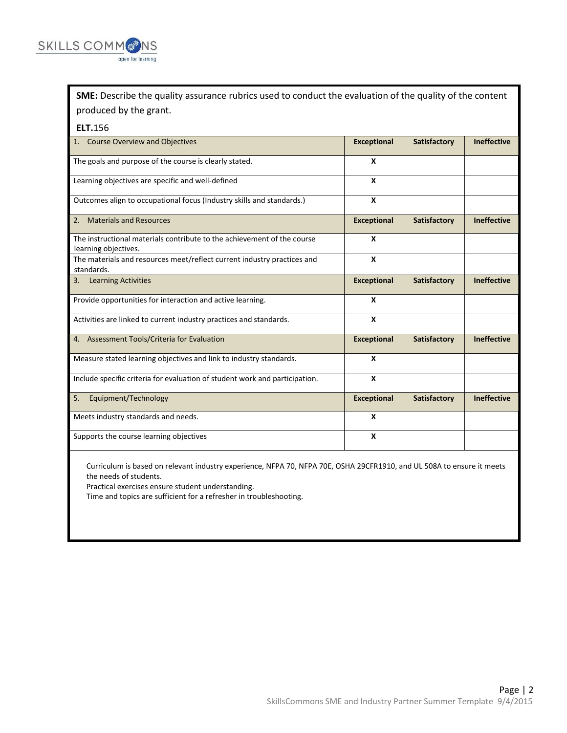**SME:** Describe the quality assurance rubrics used to conduct the evaluation of the quality of the content produced by the grant.

**ELT.**156

| 1. Course Overview and Objectives | Exceptional | Satisfactory | Ineffective |
|---|---|---|---|
| The goals and purpose of the course is clearly stated. | X | | |
| Learning objectives are specific and well-defined | X | | |
| Outcomes align to occupational focus (Industry skills and standards.) | X | | |
| **2. Materials and Resources** | **Exceptional** | **Satisfactory** | **Ineffective** |
| The instructional materials contribute to the achievement of the course learning objectives. | X | | |
| The materials and resources meet/reflect current industry practices and standards. | X | | |
| **3. Learning Activities** | **Exceptional** | **Satisfactory** | **Ineffective** |
| Provide opportunities for interaction and active learning. | X | | |
| Activities are linked to current industry practices and standards. | X | | |
| **4. Assessment Tools/Criteria for Evaluation** | **Exceptional** | **Satisfactory** | **Ineffective** |
| Measure stated learning objectives and link to industry standards. | X | | |
| Include specific criteria for evaluation of student work and participation. | X | | |
| **5. Equipment/Technology** | **Exceptional** | **Satisfactory** | **Ineffective** |
| Meets industry standards and needs. | X | | |
| Supports the course learning objectives | X | | |

Curriculum is based on relevant industry experience, NFPA 70, NFPA 70E, OSHA 29CFR1910, and UL 508A to ensure it meets the needs of students.
Practical exercises ensure student understanding.
Time and topics are sufficient for a refresher in troubleshooting.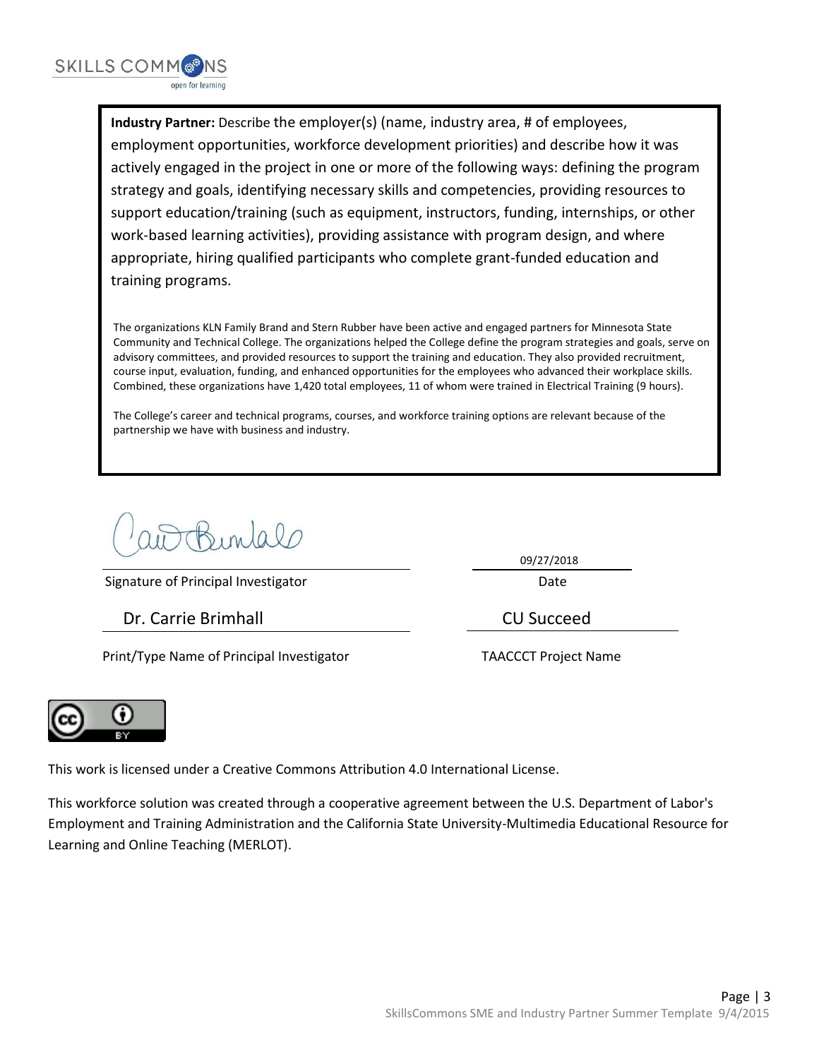**Industry Partner:** Describe the employer(s) (name, industry area, # of employees, employment opportunities, workforce development priorities) and describe how it was actively engaged in the project in one or more of the following ways: defining the program strategy and goals, identifying necessary skills and competencies, providing resources to support education/training (such as equipment, instructors, funding, internships, or other work-based learning activities), providing assistance with program design, and where appropriate, hiring qualified participants who complete grant-funded education and training programs.

The organizations KLN Family Brand and Stern Rubber have been active and engaged partners for Minnesota State Community and Technical College. The organizations helped the College define the program strategies and goals, serve on advisory committees, and provided resources to support the training and education. They also provided recruitment, course input, evaluation, funding, and enhanced opportunities for the employees who advanced their workplace skills. Combined, these organizations have 1,420 total employees, 11 of whom were trained in Electrical Training (9 hours).

The College's career and technical programs, courses, and workforce training options are relevant because of the partnership we have with business and industry.

Signature of Principal Investigator | Date: 09/27/2018

Dr. Carrie Brimhall

Print/Type Name of Principal Investigator

CU Succeed

TAACCCT Project Name

This work is licensed under a Creative Commons Attribution 4.0 International License.

This workforce solution was created through a cooperative agreement between the U.S. Department of Labor's Employment and Training Administration and the California State University-Multimedia Educational Resource for Learning and Online Teaching (MERLOT).